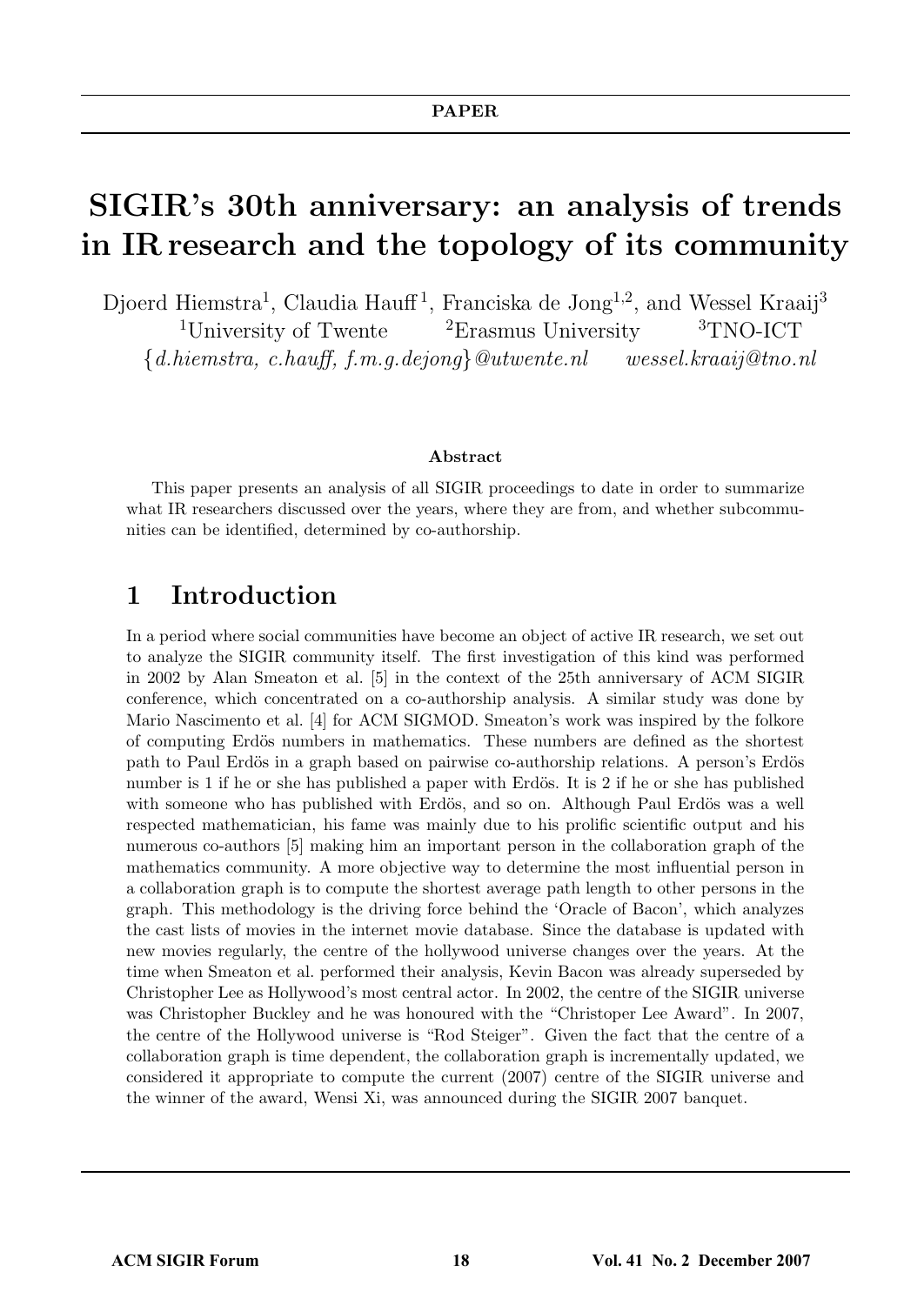**PAPER**

# SIGIR's 30th anniversary: an analysis of trends in IR research and the topology of its community

Djoerd Hiemstra[1], Claudia Hauff[1], Franciska de Jong[1,2], and Wessel Kraaij[3]

[1]University of Twente [2]Erasmus University [3]TNO-ICT

{*d.hiemstra, c.hauff, f.m.g.dejong*}*@utwente.nl* *wessel.kraaij@tno.nl*

**Abstract**

This paper presents an analysis of all SIGIR proceedings to date in order to summarize what IR researchers discussed over the years, where they are from, and whether subcommunities can be identified, determined by co-authorship.

## 1 Introduction

In a period where social communities have become an object of active IR research, we set out to analyze the SIGIR community itself. The first investigation of this kind was performed in 2002 by Alan Smeaton et al. [5] in the context of the 25th anniversary of ACM SIGIR conference, which concentrated on a co-authorship analysis. A similar study was done by Mario Nascimento et al. [4] for ACM SIGMOD. Smeaton's work was inspired by the folkore of computing Erdös numbers in mathematics. These numbers are defined as the shortest path to Paul Erdös in a graph based on pairwise co-authorship relations. A person's Erdös number is 1 if he or she has published a paper with Erdös. It is 2 if he or she has published with someone who has published with Erdös, and so on. Although Paul Erdös was a well respected mathematician, his fame was mainly due to his prolific scientific output and his numerous co-authors [5] making him an important person in the collaboration graph of the mathematics community. A more objective way to determine the most influential person in a collaboration graph is to compute the shortest average path length to other persons in the graph. This methodology is the driving force behind the 'Oracle of Bacon', which analyzes the cast lists of movies in the internet movie database. Since the database is updated with new movies regularly, the centre of the hollywood universe changes over the years. At the time when Smeaton et al. performed their analysis, Kevin Bacon was already superseded by Christopher Lee as Hollywood's most central actor. In 2002, the centre of the SIGIR universe was Christopher Buckley and he was honoured with the "Christoper Lee Award". In 2007, the centre of the Hollywood universe is "Rod Steiger". Given the fact that the centre of a collaboration graph is time dependent, the collaboration graph is incrementally updated, we considered it appropriate to compute the current (2007) centre of the SIGIR universe and the winner of the award, Wensi Xi, was announced during the SIGIR 2007 banquet.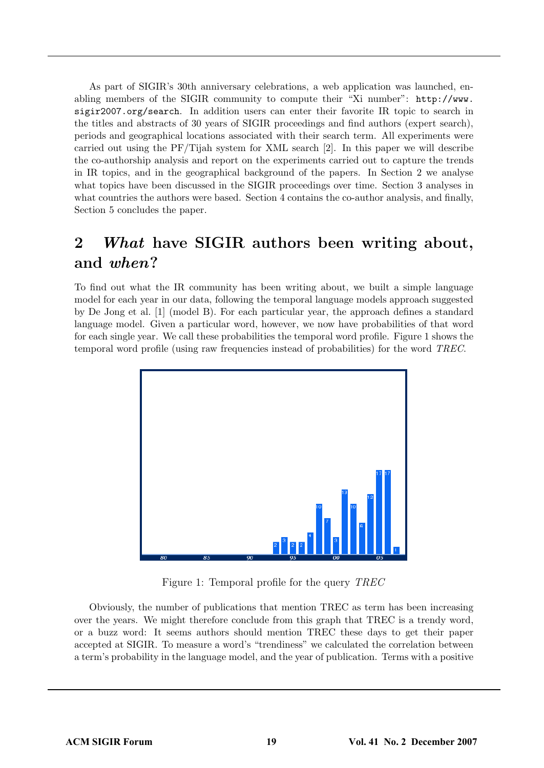As part of SIGIR's 30th anniversary celebrations, a web application was launched, enabling members of the SIGIR community to compute their "Xi number": `http://www.sigir2007.org/search`. In addition users can enter their favorite IR topic to search in the titles and abstracts of 30 years of SIGIR proceedings and find authors (expert search), periods and geographical locations associated with their search term. All experiments were carried out using the PF/Tijah system for XML search [2]. In this paper we will describe the co-authorship analysis and report on the experiments carried out to capture the trends in IR topics, and in the geographical background of the papers. In Section 2 we analyse what topics have been discussed in the SIGIR proceedings over time. Section 3 analyses in what countries the authors were based. Section 4 contains the co-author analysis, and finally, Section 5 concludes the paper.

## 2 *What* have SIGIR authors been writing about, and *when*?

To find out what the IR community has been writing about, we built a simple language model for each year in our data, following the temporal language models approach suggested by De Jong et al. [1] (model B). For each particular year, the approach defines a standard language model. Given a particular word, however, we now have probabilities of that word for each single year. We call these probabilities the temporal word profile. Figure 1 shows the temporal word profile (using raw frequencies instead of probabilities) for the word *TREC*.

Figure 1: Temporal profile for the query *TREC*

Obviously, the number of publications that mention TREC as term has been increasing over the years. We might therefore conclude from this graph that TREC is a trendy word, or a buzz word: It seems authors should mention TREC these days to get their paper accepted at SIGIR. To measure a word's "trendiness" we calculated the correlation between a term's probability in the language model, and the year of publication. Terms with a positive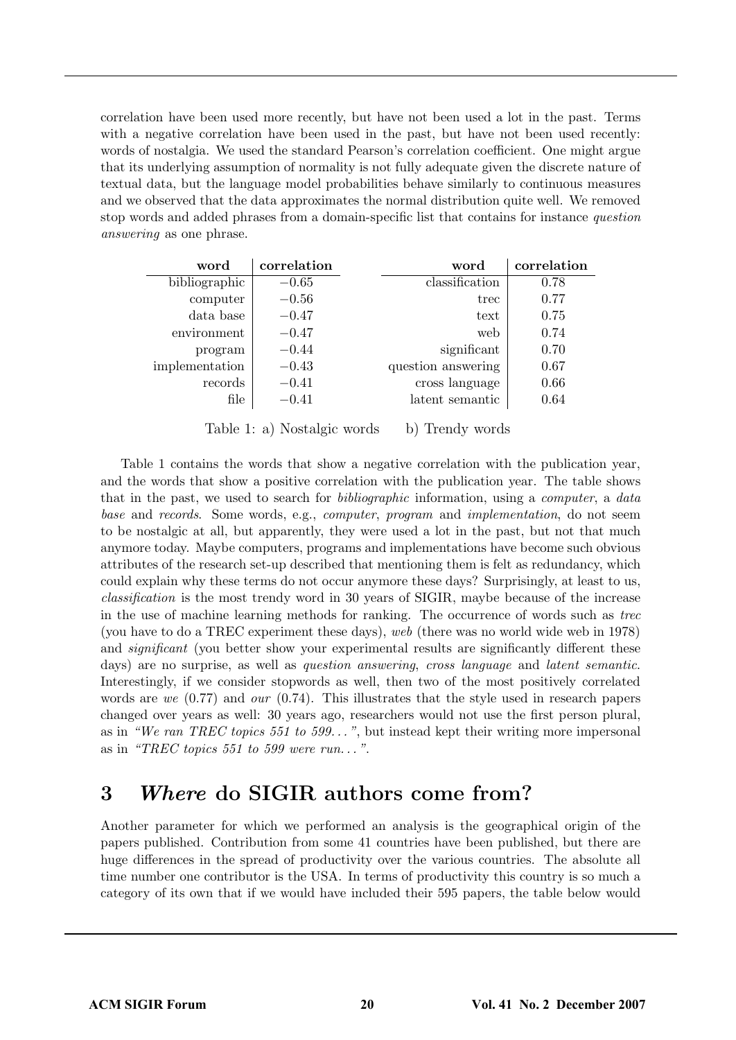correlation have been used more recently, but have not been used a lot in the past. Terms with a negative correlation have been used in the past, but have not been used recently: words of nostalgia. We used the standard Pearson's correlation coefficient. One might argue that its underlying assumption of normality is not fully adequate given the discrete nature of textual data, but the language model probabilities behave similarly to continuous measures and we observed that the data approximates the normal distribution quite well. We removed stop words and added phrases from a domain-specific list that contains for instance *question answering* as one phrase.

| word | correlation |
|---|---|
| bibliographic | −0.65 |
| computer | −0.56 |
| data base | −0.47 |
| environment | −0.47 |
| program | −0.44 |
| implementation | −0.43 |
| records | −0.41 |
| file | −0.41 |

| word | correlation |
|---|---|
| classification | 0.78 |
| trec | 0.77 |
| text | 0.75 |
| web | 0.74 |
| significant | 0.70 |
| question answering | 0.67 |
| cross language | 0.66 |
| latent semantic | 0.64 |

Table 1: a) Nostalgic words b) Trendy words

Table 1 contains the words that show a negative correlation with the publication year, and the words that show a positive correlation with the publication year. The table shows that in the past, we used to search for *bibliographic* information, using a *computer*, a *data base* and *records*. Some words, e.g., *computer*, *program* and *implementation*, do not seem to be nostalgic at all, but apparently, they were used a lot in the past, but not that much anymore today. Maybe computers, programs and implementations have become such obvious attributes of the research set-up described that mentioning them is felt as redundancy, which could explain why these terms do not occur anymore these days? Surprisingly, at least to us, *classification* is the most trendy word in 30 years of SIGIR, maybe because of the increase in the use of machine learning methods for ranking. The occurrence of words such as *trec* (you have to do a TREC experiment these days), *web* (there was no world wide web in 1978) and *significant* (you better show your experimental results are significantly different these days) are no surprise, as well as *question answering*, *cross language* and *latent semantic*. Interestingly, if we consider stopwords as well, then two of the most positively correlated words are *we* (0.77) and *our* (0.74). This illustrates that the style used in research papers changed over years as well: 30 years ago, researchers would not use the first person plural, as in *"We ran TREC topics 551 to 599..."*, but instead kept their writing more impersonal as in *"TREC topics 551 to 599 were run..."*.

## 3 *Where* do SIGIR authors come from?

Another parameter for which we performed an analysis is the geographical origin of the papers published. Contribution from some 41 countries have been published, but there are huge differences in the spread of productivity over the various countries. The absolute all time number one contributor is the USA. In terms of productivity this country is so much a category of its own that if we would have included their 595 papers, the table below would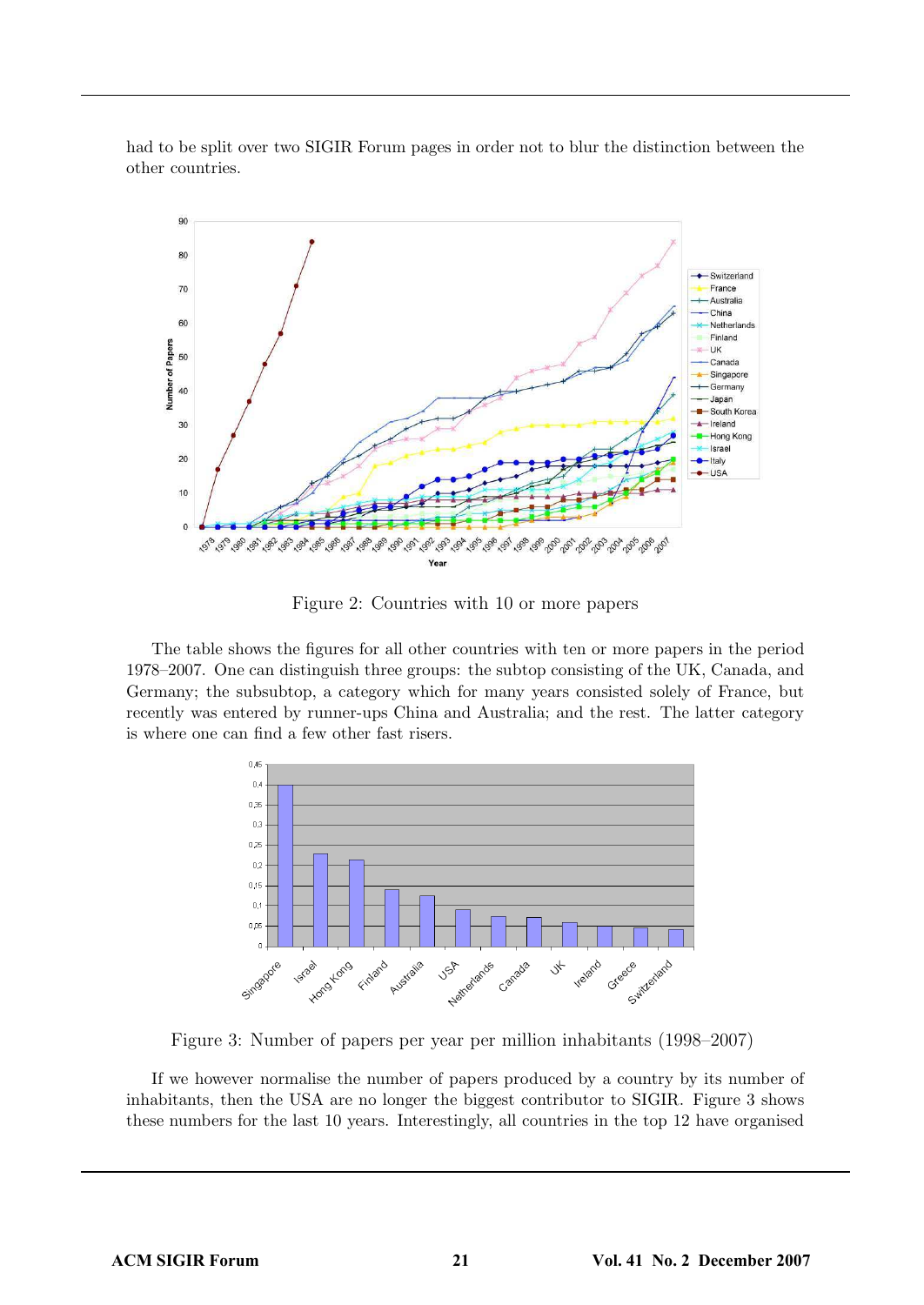had to be split over two SIGIR Forum pages in order not to blur the distinction between the other countries.

Figure 2: Countries with 10 or more papers

The table shows the figures for all other countries with ten or more papers in the period 1978–2007. One can distinguish three groups: the subtop consisting of the UK, Canada, and Germany; the subsubtop, a category which for many years consisted solely of France, but recently was entered by runner-ups China and Australia; and the rest. The latter category is where one can find a few other fast risers.

Figure 3: Number of papers per year per million inhabitants (1998–2007)

If we however normalise the number of papers produced by a country by its number of inhabitants, then the USA are no longer the biggest contributor to SIGIR. Figure 3 shows these numbers for the last 10 years. Interestingly, all countries in the top 12 have organised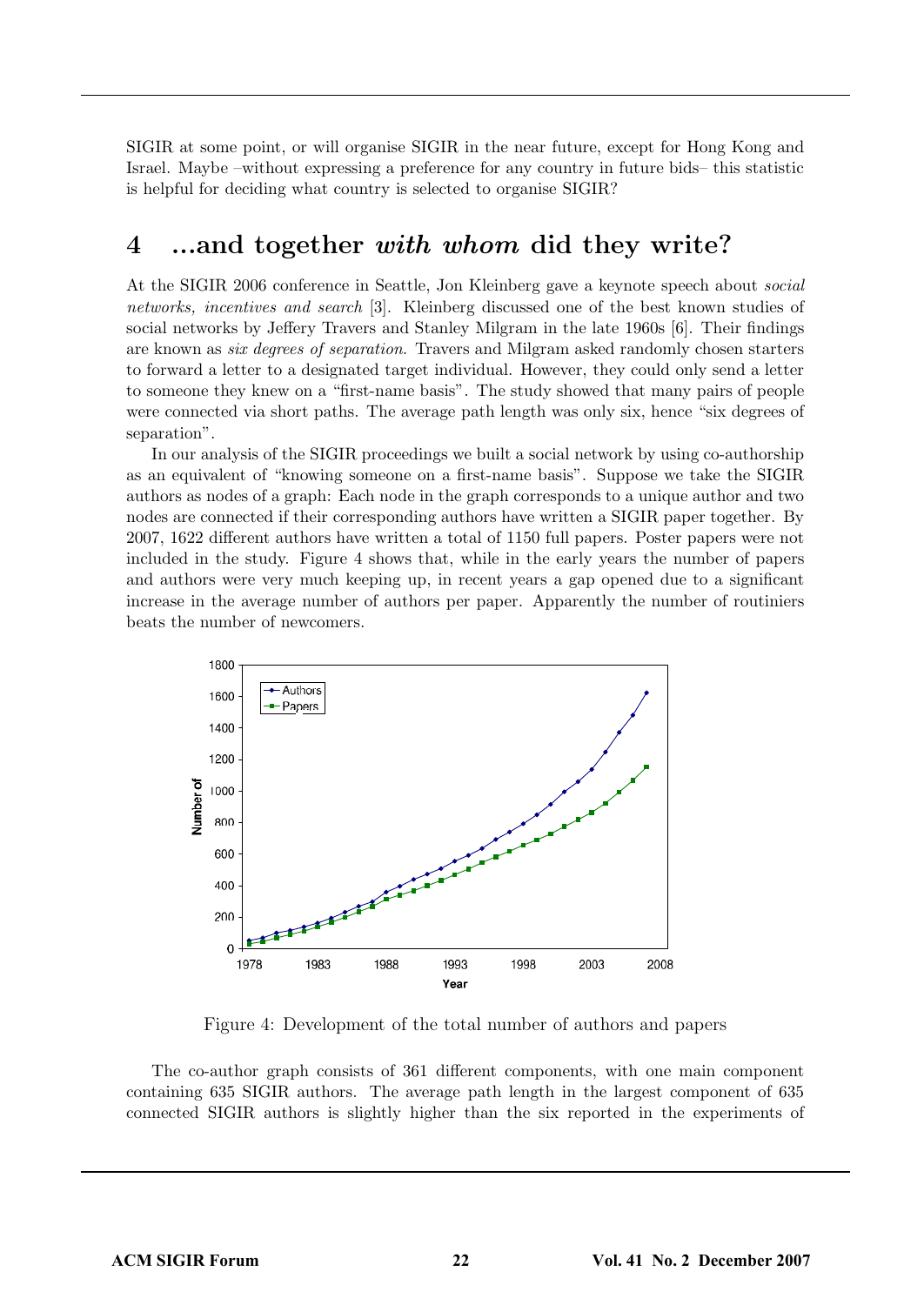SIGIR at some point, or will organise SIGIR in the near future, except for Hong Kong and Israel. Maybe –without expressing a preference for any country in future bids– this statistic is helpful for deciding what country is selected to organise SIGIR?

## 4 ...and together *with whom* did they write?

At the SIGIR 2006 conference in Seattle, Jon Kleinberg gave a keynote speech about *social networks, incentives and search* [3]. Kleinberg discussed one of the best known studies of social networks by Jeffery Travers and Stanley Milgram in the late 1960s [6]. Their findings are known as *six degrees of separation*. Travers and Milgram asked randomly chosen starters to forward a letter to a designated target individual. However, they could only send a letter to someone they knew on a "first-name basis". The study showed that many pairs of people were connected via short paths. The average path length was only six, hence "six degrees of separation".

In our analysis of the SIGIR proceedings we built a social network by using co-authorship as an equivalent of "knowing someone on a first-name basis". Suppose we take the SIGIR authors as nodes of a graph: Each node in the graph corresponds to a unique author and two nodes are connected if their corresponding authors have written a SIGIR paper together. By 2007, 1622 different authors have written a total of 1150 full papers. Poster papers were not included in the study. Figure 4 shows that, while in the early years the number of papers and authors were very much keeping up, in recent years a gap opened due to a significant increase in the average number of authors per paper. Apparently the number of routiniers beats the number of newcomers.

Figure 4: Development of the total number of authors and papers

The co-author graph consists of 361 different components, with one main component containing 635 SIGIR authors. The average path length in the largest component of 635 connected SIGIR authors is slightly higher than the six reported in the experiments of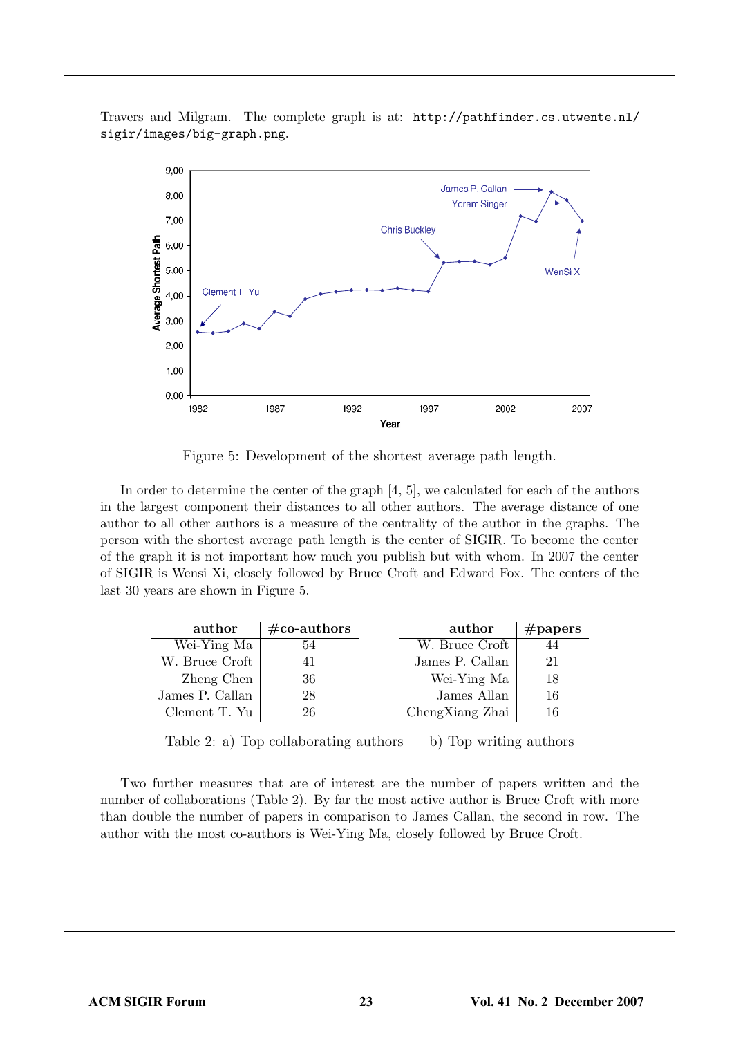Travers and Milgram. The complete graph is at: `http://pathfinder.cs.utwente.nl/sigir/images/big-graph.png`.

Figure 5: Development of the shortest average path length.

In order to determine the center of the graph [4, 5], we calculated for each of the authors in the largest component their distances to all other authors. The average distance of one author to all other authors is a measure of the centrality of the author in the graphs. The person with the shortest average path length is the center of SIGIR. To become the center of the graph it is not important how much you publish but with whom. In 2007 the center of SIGIR is Wensi Xi, closely followed by Bruce Croft and Edward Fox. The centers of the last 30 years are shown in Figure 5.

| author | #co-authors |
|---|---|
| Wei-Ying Ma | 54 |
| W. Bruce Croft | 41 |
| Zheng Chen | 36 |
| James P. Callan | 28 |
| Clement T. Yu | 26 |

| author | #papers |
|---|---|
| W. Bruce Croft | 44 |
| James P. Callan | 21 |
| Wei-Ying Ma | 18 |
| James Allan | 16 |
| ChengXiang Zhai | 16 |

Table 2: a) Top collaborating authors b) Top writing authors

Two further measures that are of interest are the number of papers written and the number of collaborations (Table 2). By far the most active author is Bruce Croft with more than double the number of papers in comparison to James Callan, the second in row. The author with the most co-authors is Wei-Ying Ma, closely followed by Bruce Croft.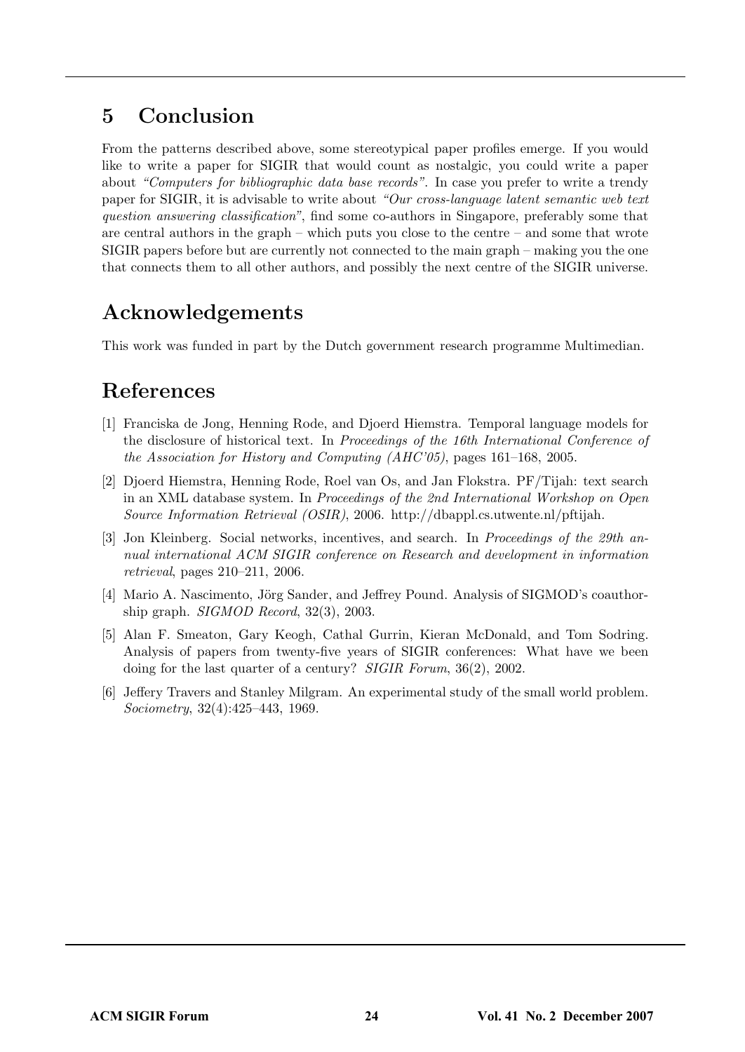## 5 Conclusion

From the patterns described above, some stereotypical paper profiles emerge. If you would like to write a paper for SIGIR that would count as nostalgic, you could write a paper about *"Computers for bibliographic data base records"*. In case you prefer to write a trendy paper for SIGIR, it is advisable to write about *"Our cross-language latent semantic web text question answering classification"*, find some co-authors in Singapore, preferably some that are central authors in the graph – which puts you close to the centre – and some that wrote SIGIR papers before but are currently not connected to the main graph – making you the one that connects them to all other authors, and possibly the next centre of the SIGIR universe.

## Acknowledgements

This work was funded in part by the Dutch government research programme Multimedian.

## References

[1] Franciska de Jong, Henning Rode, and Djoerd Hiemstra. Temporal language models for the disclosure of historical text. In *Proceedings of the 16th International Conference of the Association for History and Computing (AHC'05)*, pages 161–168, 2005.

[2] Djoerd Hiemstra, Henning Rode, Roel van Os, and Jan Flokstra. PF/Tijah: text search in an XML database system. In *Proceedings of the 2nd International Workshop on Open Source Information Retrieval (OSIR)*, 2006. http://dbappl.cs.utwente.nl/pftijah.

[3] Jon Kleinberg. Social networks, incentives, and search. In *Proceedings of the 29th annual international ACM SIGIR conference on Research and development in information retrieval*, pages 210–211, 2006.

[4] Mario A. Nascimento, Jörg Sander, and Jeffrey Pound. Analysis of SIGMOD's coauthorship graph. *SIGMOD Record*, 32(3), 2003.

[5] Alan F. Smeaton, Gary Keogh, Cathal Gurrin, Kieran McDonald, and Tom Sodring. Analysis of papers from twenty-five years of SIGIR conferences: What have we been doing for the last quarter of a century? *SIGIR Forum*, 36(2), 2002.

[6] Jeffery Travers and Stanley Milgram. An experimental study of the small world problem. *Sociometry*, 32(4):425–443, 1969.